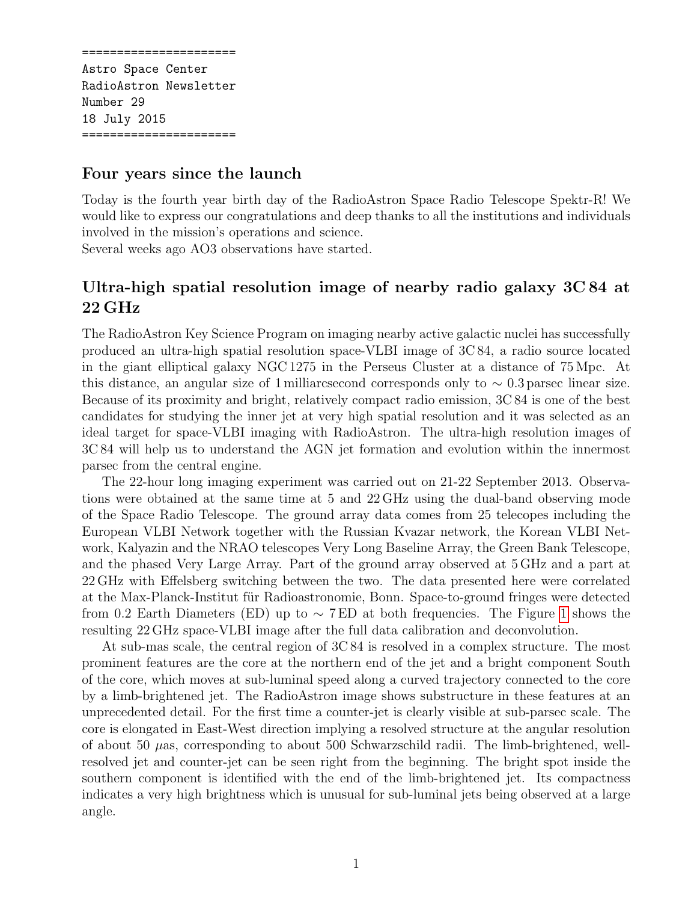```
======================
Astro Space Center
RadioAstron Newsletter
Number 29
18 July 2015
======================
```

## Four years since the launch

Today is the fourth year birth day of the RadioAstron Space Radio Telescope Spektr-R! We would like to express our congratulations and deep thanks to all the institutions and individuals involved in the mission's operations and science.
Several weeks ago AO3 observations have started.

## Ultra-high spatial resolution image of nearby radio galaxy 3C 84 at 22 GHz

The RadioAstron Key Science Program on imaging nearby active galactic nuclei has successfully produced an ultra-high spatial resolution space-VLBI image of 3C 84, a radio source located in the giant elliptical galaxy NGC 1275 in the Perseus Cluster at a distance of 75 Mpc. At this distance, an angular size of 1 milliarcsecond corresponds only to $\sim 0.3$ parsec linear size. Because of its proximity and bright, relatively compact radio emission, 3C 84 is one of the best candidates for studying the inner jet at very high spatial resolution and it was selected as an ideal target for space-VLBI imaging with RadioAstron. The ultra-high resolution images of 3C 84 will help us to understand the AGN jet formation and evolution within the innermost parsec from the central engine.

The 22-hour long imaging experiment was carried out on 21-22 September 2013. Observations were obtained at the same time at 5 and 22 GHz using the dual-band observing mode of the Space Radio Telescope. The ground array data comes from 25 telecopes including the European VLBI Network together with the Russian Kvazar network, the Korean VLBI Network, Kalyazin and the NRAO telescopes Very Long Baseline Array, the Green Bank Telescope, and the phased Very Large Array. Part of the ground array observed at 5 GHz and a part at 22 GHz with Effelsberg switching between the two. The data presented here were correlated at the Max-Planck-Institut für Radioastronomie, Bonn. Space-to-ground fringes were detected from 0.2 Earth Diameters (ED) up to $\sim 7$ ED at both frequencies. The Figure 1 shows the resulting 22 GHz space-VLBI image after the full data calibration and deconvolution.

At sub-mas scale, the central region of 3C 84 is resolved in a complex structure. The most prominent features are the core at the northern end of the jet and a bright component South of the core, which moves at sub-luminal speed along a curved trajectory connected to the core by a limb-brightened jet. The RadioAstron image shows substructure in these features at an unprecedented detail. For the first time a counter-jet is clearly visible at sub-parsec scale. The core is elongated in East-West direction implying a resolved structure at the angular resolution of about 50 $\mu$as, corresponding to about 500 Schwarzschild radii. The limb-brightened, well-resolved jet and counter-jet can be seen right from the beginning. The bright spot inside the southern component is identified with the end of the limb-brightened jet. Its compactness indicates a very high brightness which is unusual for sub-luminal jets being observed at a large angle.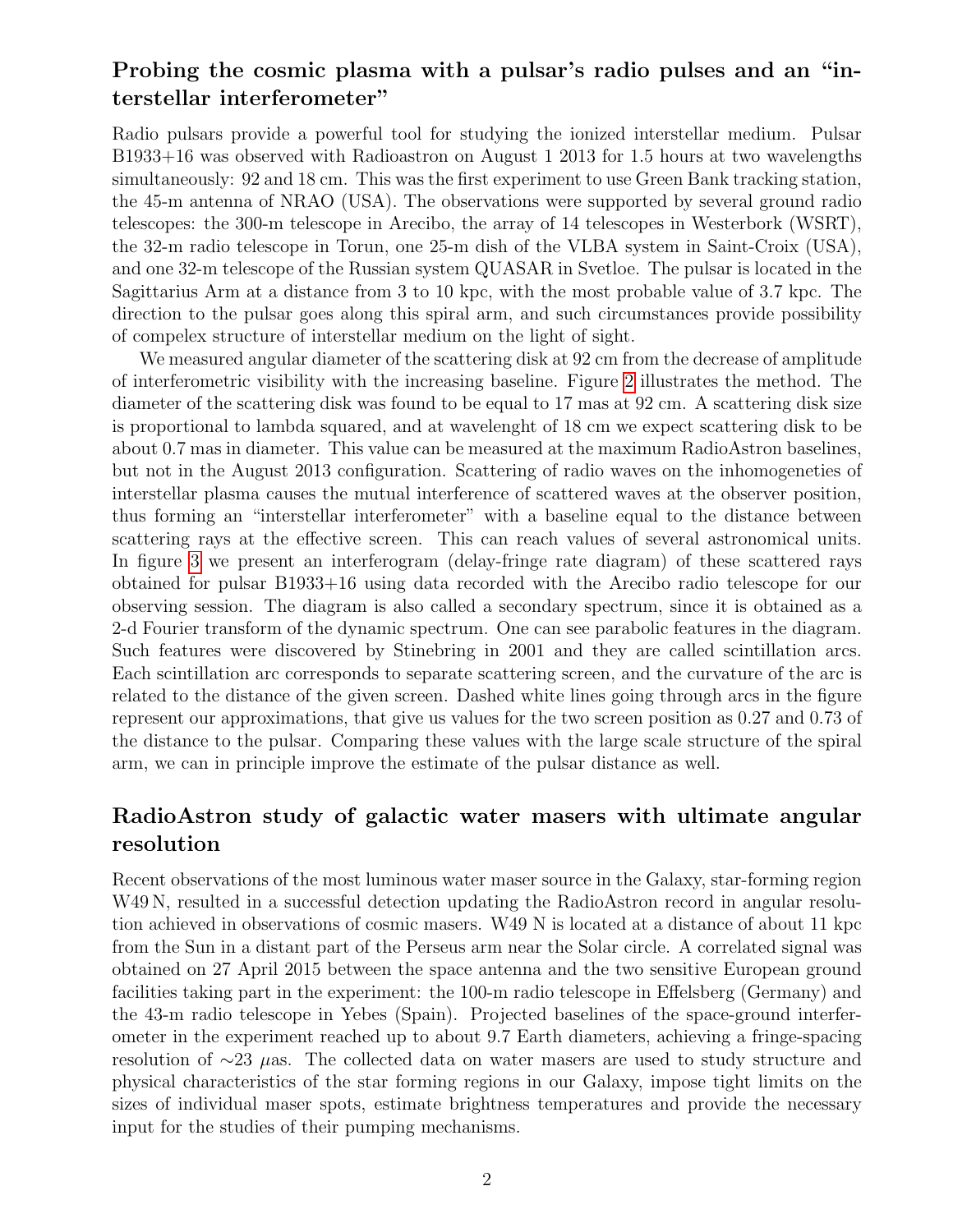## Probing the cosmic plasma with a pulsar's radio pulses and an "interstellar interferometer"

Radio pulsars provide a powerful tool for studying the ionized interstellar medium. Pulsar B1933+16 was observed with Radioastron on August 1 2013 for 1.5 hours at two wavelengths simultaneously: 92 and 18 cm. This was the first experiment to use Green Bank tracking station, the 45-m antenna of NRAO (USA). The observations were supported by several ground radio telescopes: the 300-m telescope in Arecibo, the array of 14 telescopes in Westerbork (WSRT), the 32-m radio telescope in Torun, one 25-m dish of the VLBA system in Saint-Croix (USA), and one 32-m telescope of the Russian system QUASAR in Svetloe. The pulsar is located in the Sagittarius Arm at a distance from 3 to 10 kpc, with the most probable value of 3.7 kpc. The direction to the pulsar goes along this spiral arm, and such circumstances provide possibility of compelex structure of interstellar medium on the light of sight.

We measured angular diameter of the scattering disk at 92 cm from the decrease of amplitude of interferometric visibility with the increasing baseline. Figure 2 illustrates the method. The diameter of the scattering disk was found to be equal to 17 mas at 92 cm. A scattering disk size is proportional to lambda squared, and at wavelenght of 18 cm we expect scattering disk to be about 0.7 mas in diameter. This value can be measured at the maximum RadioAstron baselines, but not in the August 2013 configuration. Scattering of radio waves on the inhomogeneties of interstellar plasma causes the mutual interference of scattered waves at the observer position, thus forming an "interstellar interferometer" with a baseline equal to the distance between scattering rays at the effective screen. This can reach values of several astronomical units. In figure 3 we present an interferogram (delay-fringe rate diagram) of these scattered rays obtained for pulsar B1933+16 using data recorded with the Arecibo radio telescope for our observing session. The diagram is also called a secondary spectrum, since it is obtained as a 2-d Fourier transform of the dynamic spectrum. One can see parabolic features in the diagram. Such features were discovered by Stinebring in 2001 and they are called scintillation arcs. Each scintillation arc corresponds to separate scattering screen, and the curvature of the arc is related to the distance of the given screen. Dashed white lines going through arcs in the figure represent our approximations, that give us values for the two screen position as 0.27 and 0.73 of the distance to the pulsar. Comparing these values with the large scale structure of the spiral arm, we can in principle improve the estimate of the pulsar distance as well.

## RadioAstron study of galactic water masers with ultimate angular resolution

Recent observations of the most luminous water maser source in the Galaxy, star-forming region W49 N, resulted in a successful detection updating the RadioAstron record in angular resolution achieved in observations of cosmic masers. W49 N is located at a distance of about 11 kpc from the Sun in a distant part of the Perseus arm near the Solar circle. A correlated signal was obtained on 27 April 2015 between the space antenna and the two sensitive European ground facilities taking part in the experiment: the 100-m radio telescope in Effelsberg (Germany) and the 43-m radio telescope in Yebes (Spain). Projected baselines of the space-ground interferometer in the experiment reached up to about 9.7 Earth diameters, achieving a fringe-spacing resolution of $\sim$23 $\mu$as. The collected data on water masers are used to study structure and physical characteristics of the star forming regions in our Galaxy, impose tight limits on the sizes of individual maser spots, estimate brightness temperatures and provide the necessary input for the studies of their pumping mechanisms.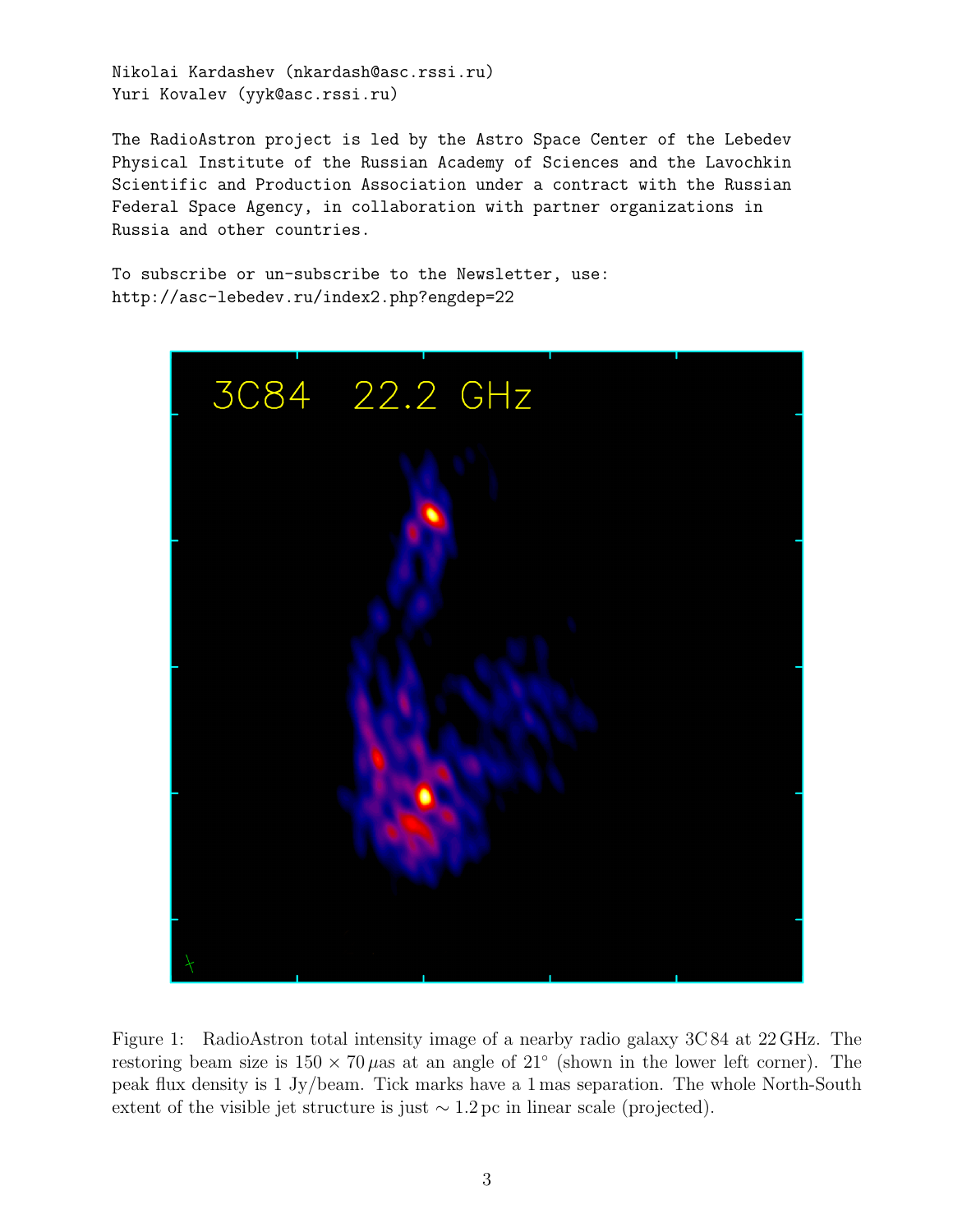Nikolai Kardashev (nkardash@asc.rssi.ru)
Yuri Kovalev (yyk@asc.rssi.ru)

The RadioAstron project is led by the Astro Space Center of the Lebedev Physical Institute of the Russian Academy of Sciences and the Lavochkin Scientific and Production Association under a contract with the Russian Federal Space Agency, in collaboration with partner organizations in Russia and other countries.

To subscribe or un-subscribe to the Newsletter, use:
http://asc-lebedev.ru/index2.php?engdep=22

Figure 1: RadioAstron total intensity image of a nearby radio galaxy 3C 84 at 22 GHz. The restoring beam size is $150 \times 70\,\mu$as at an angle of $21^{\circ}$ (shown in the lower left corner). The peak flux density is 1 Jy/beam. Tick marks have a 1 mas separation. The whole North-South extent of the visible jet structure is just $\sim 1.2\,$pc in linear scale (projected).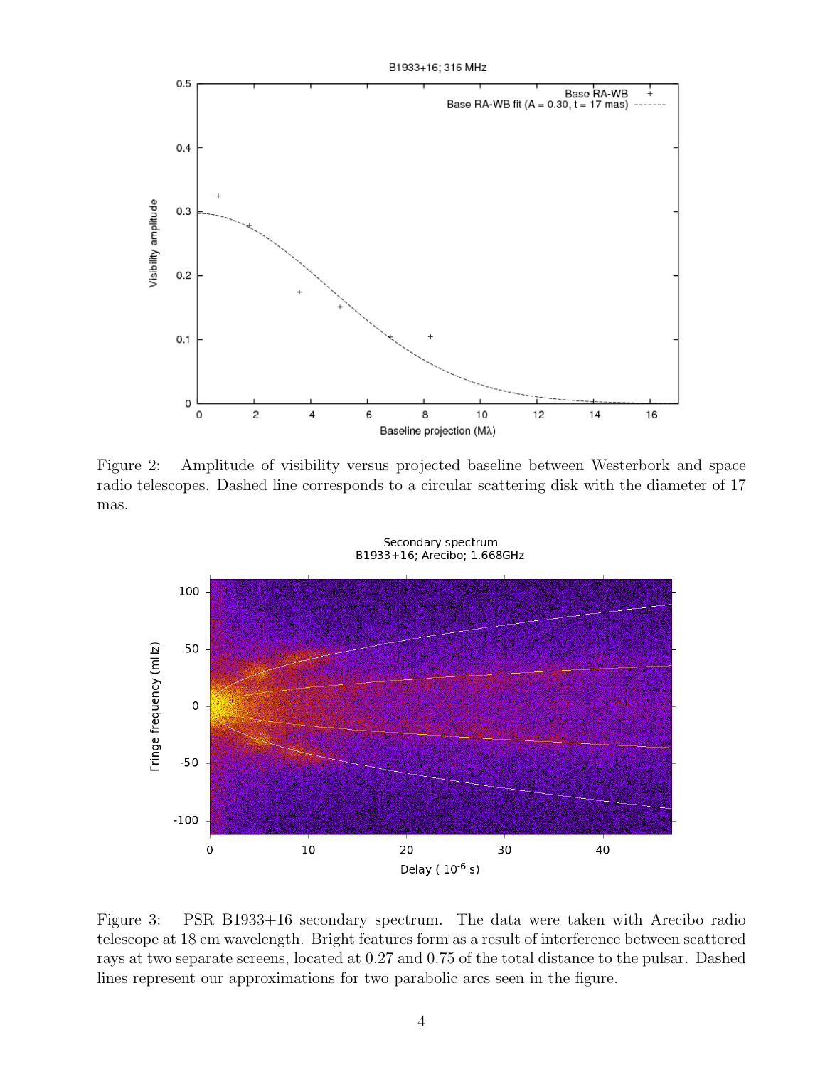B1933+16; 316 MHz

Base RA-WB +
Base RA-WB fit (A = 0.30, t = 17 mas)

Visibility amplitude

0.5
0.4
0.3
0.2
0.1
0

0 2 4 6 8 10 12 14 16

Baseline projection (Mλ)

Figure 2: Amplitude of visibility versus projected baseline between Westerbork and space radio telescopes. Dashed line corresponds to a circular scattering disk with the diameter of 17 mas.

Secondary spectrum
B1933+16; Arecibo; 1.668GHz

Fringe frequency (mHz)

100
50
0
-50
-100

0 10 20 30 40

Delay ( $10^{-6}$ s)

Figure 3: PSR B1933+16 secondary spectrum. The data were taken with Arecibo radio telescope at 18 cm wavelength. Bright features form as a result of interference between scattered rays at two separate screens, located at 0.27 and 0.75 of the total distance to the pulsar. Dashed lines represent our approximations for two parabolic arcs seen in the figure.